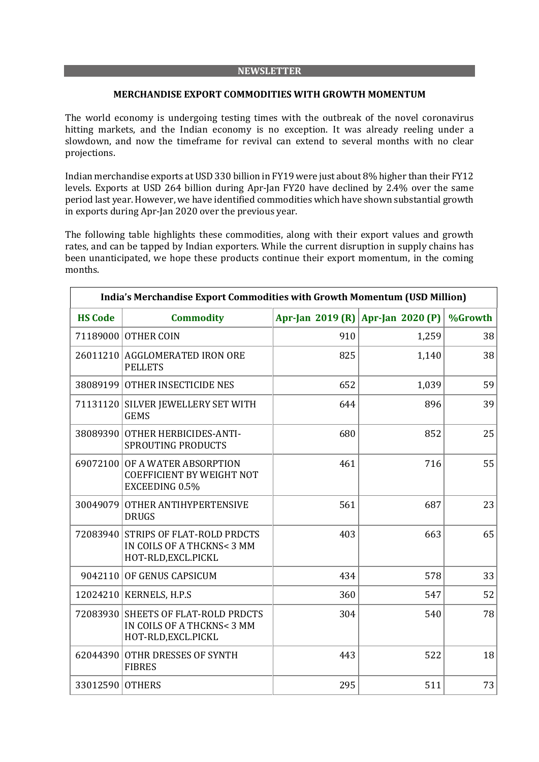## NEWSLETTER

### MERCHANDISE EXPORT COMMODITIES WITH GROWTH MOMENTUM

The world economy is undergoing testing times with the outbreak of the novel coronavirus hitting markets, and the Indian economy is no exception. It was already reeling under a slowdown, and now the timeframe for revival can extend to several months with no clear projections.

Indian merchandise exports at USD 330 billion in FY19 were just about 8% higher than their FY12 levels. Exports at USD 264 billion during Apr-Jan FY20 have declined by 2.4% over the same period last year. However, we have identified commodities which have shown substantial growth in exports during Apr-Jan 2020 over the previous year.

The following table highlights these commodities, along with their export values and growth rates, and can be tapped by Indian exporters. While the current disruption in supply chains has been unanticipated, we hope these products continue their export momentum, in the coming months.

**India's Merchandise Export Commodities with Growth Momentum (USD Million)**

| HS Code | Commodity | Apr-Jan 2019 (R) | Apr-Jan 2020 (P) | %Growth |
|---|---|---|---|---|
| 71189000 | OTHER COIN | 910 | 1,259 | 38 |
| 26011210 | AGGLOMERATED IRON ORE PELLETS | 825 | 1,140 | 38 |
| 38089199 | OTHER INSECTICIDE NES | 652 | 1,039 | 59 |
| 71131120 | SILVER JEWELLERY SET WITH GEMS | 644 | 896 | 39 |
| 38089390 | OTHER HERBICIDES-ANTI-SPROUTING PRODUCTS | 680 | 852 | 25 |
| 69072100 | OF A WATER ABSORPTION COEFFICIENT BY WEIGHT NOT EXCEEDING 0.5% | 461 | 716 | 55 |
| 30049079 | OTHER ANTIHYPERTENSIVE DRUGS | 561 | 687 | 23 |
| 72083940 | STRIPS OF FLAT-ROLD PRDCTS IN COILS OF A THCKNS< 3 MM HOT-RLD,EXCL.PICKL | 403 | 663 | 65 |
| 9042110 | OF GENUS CAPSICUM | 434 | 578 | 33 |
| 12024210 | KERNELS, H.P.S | 360 | 547 | 52 |
| 72083930 | SHEETS OF FLAT-ROLD PRDCTS IN COILS OF A THCKNS< 3 MM HOT-RLD,EXCL.PICKL | 304 | 540 | 78 |
| 62044390 | OTHR DRESSES OF SYNTH FIBRES | 443 | 522 | 18 |
| 33012590 | OTHERS | 295 | 511 | 73 |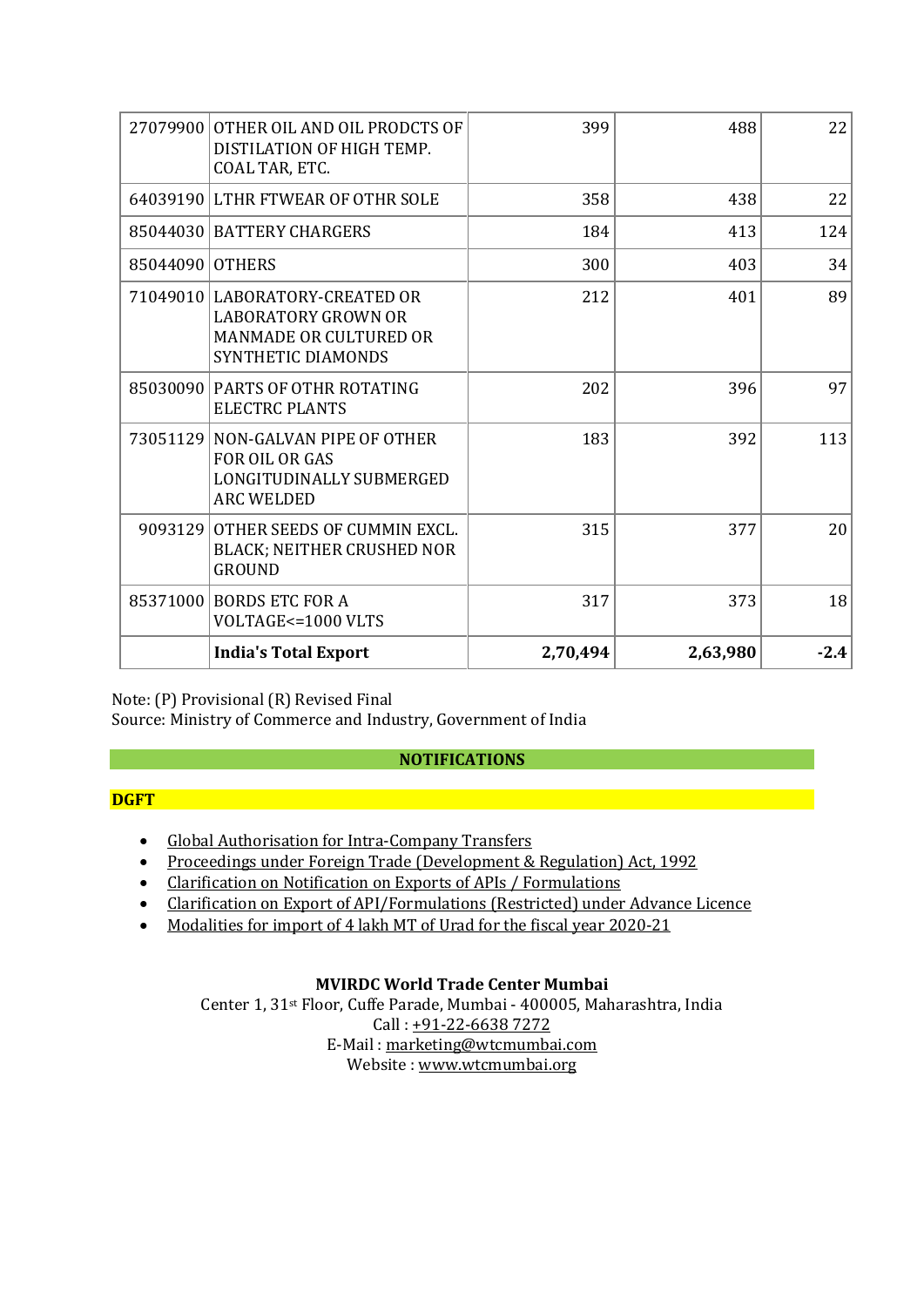| | | | | |
|---|---|---|---|---|
| 27079900 | OTHER OIL AND OIL PRODCTS OF DISTILATION OF HIGH TEMP. COAL TAR, ETC. | 399 | 488 | 22 |
| 64039190 | LTHR FTWEAR OF OTHR SOLE | 358 | 438 | 22 |
| 85044030 | BATTERY CHARGERS | 184 | 413 | 124 |
| 85044090 | OTHERS | 300 | 403 | 34 |
| 71049010 | LABORATORY-CREATED OR LABORATORY GROWN OR MANMADE OR CULTURED OR SYNTHETIC DIAMONDS | 212 | 401 | 89 |
| 85030090 | PARTS OF OTHR ROTATING ELECTRC PLANTS | 202 | 396 | 97 |
| 73051129 | NON-GALVAN PIPE OF OTHER FOR OIL OR GAS LONGITUDINALLY SUBMERGED ARC WELDED | 183 | 392 | 113 |
| 9093129 | OTHER SEEDS OF CUMMIN EXCL. BLACK; NEITHER CRUSHED NOR GROUND | 315 | 377 | 20 |
| 85371000 | BORDS ETC FOR A VOLTAGE<=1000 VLTS | 317 | 373 | 18 |
| | **India's Total Export** | **2,70,494** | **2,63,980** | **-2.4** |

Note: (P) Provisional (R) Revised Final
Source: Ministry of Commerce and Industry, Government of India

## NOTIFICATIONS

### DGFT

- Global Authorisation for Intra-Company Transfers
- Proceedings under Foreign Trade (Development & Regulation) Act, 1992
- Clarification on Notification on Exports of APIs / Formulations
- Clarification on Export of API/Formulations (Restricted) under Advance Licence
- Modalities for import of 4 lakh MT of Urad for the fiscal year 2020-21

**MVIRDC World Trade Center Mumbai**
Center 1, 31st Floor, Cuffe Parade, Mumbai - 400005, Maharashtra, India
Call : +91-22-6638 7272
E-Mail : marketing@wtcmumbai.com
Website : www.wtcmumbai.org